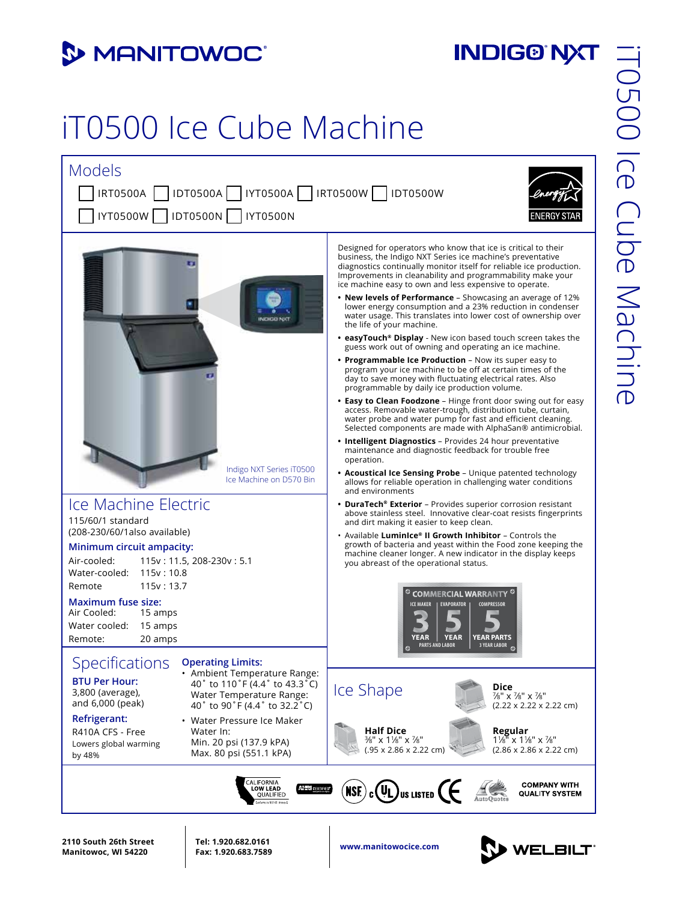# iT0500 Ice Cube Machine

## Models

- IRT0500A
- IDT0500A
- IYT0500A
- IRT0500W
- IDT0500W
- IYT0500W
- IDT0500N
- IYT0500N

ENERGY STAR

Indigo NXT Series iT0500 Ice Machine on D570 Bin

Designed for operators who know that ice is critical to their business, the Indigo NXT Series ice machine's preventative diagnostics continually monitor itself for reliable ice production. Improvements in cleanability and programmability make your ice machine easy to own and less expensive to operate.

- **New levels of Performance** – Showcasing an average of 12% lower energy consumption and a 23% reduction in condenser water usage. This translates into lower cost of ownership over the life of your machine.
- **easyTouch® Display** - New icon based touch screen takes the guess work out of owning and operating an ice machine.
- **Programmable Ice Production** – Now its super easy to program your ice machine to be off at certain times of the day to save money with fluctuating electrical rates. Also programmable by daily ice production volume.
- **Easy to Clean Foodzone** – Hinge front door swing out for easy access. Removable water-trough, distribution tube, curtain, water probe and water pump for fast and efficient cleaning. Selected components are made with AlphaSan® antimicrobial.
- **Intelligent Diagnostics** – Provides 24 hour preventative maintenance and diagnostic feedback for trouble free operation.
- **Acoustical Ice Sensing Probe** – Unique patented technology allows for reliable operation in challenging water conditions and environments
- **DuraTech® Exterior** – Provides superior corrosion resistant above stainless steel. Innovative clear-coat resists fingerprints and dirt making it easier to keep clean.
- Available **LuminIce® II Growth Inhibitor** – Controls the growth of bacteria and yeast within the Food zone keeping the machine cleaner longer. A new indicator in the display keeps you abreast of the operational status.

**COMMERCIAL WARRANTY**

| ICE MAKER | EVAPORATOR | COMPRESSOR |
|---|---|---|
| 3 YEAR | 5 YEAR | 5 YEAR PARTS |
| PARTS AND LABOR | | 3 YEAR LABOR |

## Ice Machine Electric

115/60/1 standard
(208-230/60/1also available)

### Minimum circuit ampacity:

| | |
|---|---|
| Air-cooled: | 115v : 11.5, 208-230v : 5.1 |
| Water-cooled: | 115v : 10.8 |
| Remote | 115v : 13.7 |

### Maximum fuse size:

| | |
|---|---|
| Air Cooled: | 15 amps |
| Water cooled: | 15 amps |
| Remote: | 20 amps |

## Specifications

### BTU Per Hour:

3,800 (average), and 6,000 (peak)

### Refrigerant:

R410A CFS - Free
Lowers global warming by 48%

### Operating Limits:

- Ambient Temperature Range: 40˚ to 110˚F (4.4˚ to 43.3˚C)
  Water Temperature Range: 40˚ to 90˚F (4.4˚ to 32.2˚C)
- Water Pressure Ice Maker Water In:
  Min. 20 psi (137.9 kPA)
  Max. 80 psi (551.1 kPA)

## Ice Shape

**Dice**
⅞" x ⅞" x ⅞"
(2.22 x 2.22 x 2.22 cm)

**Half Dice**
⅜" x 1⅛" x ⅞"
(.95 x 2.86 x 2.22 cm)

**Regular**
1⅛" x 1⅛" x ⅞"
(2.86 x 2.86 x 2.22 cm)

CALIFORNIA LOW LEAD QUALIFIED · AHRI CERTIFIED · NSF · c UL US LISTED · CE · AutoQuotes · COMPANY WITH QUALITY SYSTEM

2110 South 26th Street
Manitowoc, WI 54220

Tel: 1.920.682.0161
Fax: 1.920.683.7589

www.manitowocice.com

WELBILT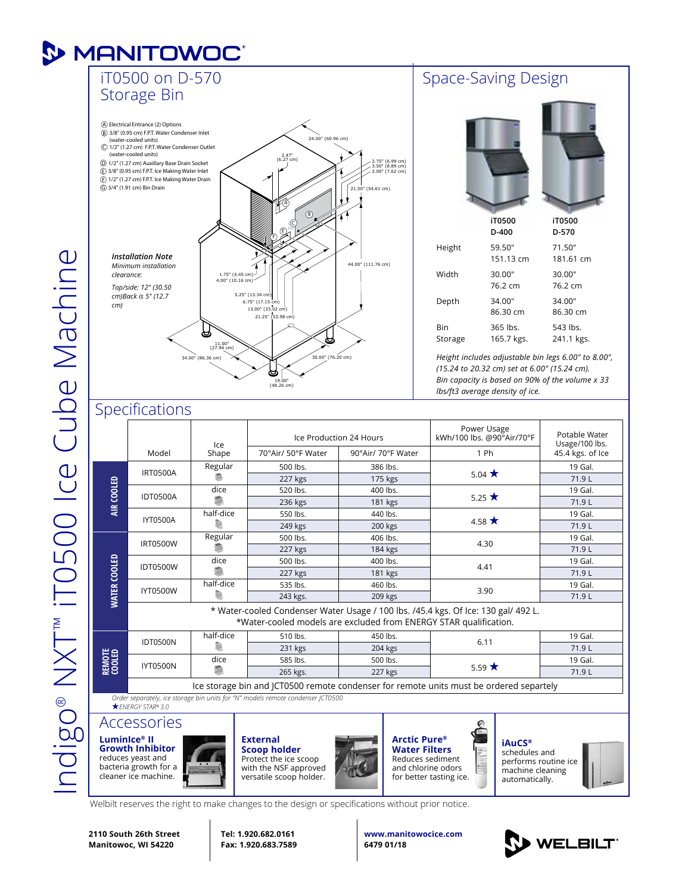# MANITOWOC

Indigo® NXT™ iT0500 Ice Cube Machine

## iT0500 on D-570 Storage Bin

Ⓐ Electrical Entrance (2) Options
Ⓑ 3/8" (0.95 cm) F.P.T. Water Condenser Inlet (water-cooled units)
Ⓒ 1/2" (1.27 cm) F.P.T. Water Condenser Outlet (water-cooled units)
Ⓓ 1/2" (1.27 cm) Auxillary Base Drain Socket
Ⓔ 3/8" (0.95 cm) F.P.T. Ice Making Water Inlet
Ⓕ 1/2" (1.27 cm) F.P.T. Ice Making Water Drain
Ⓖ 3/4" (1.91 cm) Bin Drain

*Installation Note*
*Minimum installation clearance:*
*Top/side: 12" (30.50 cm)Back is 5" (12.7 cm)*

24.00" (60.96 cm)
2.47" (6.27 cm)
2.75" (6.99 cm)
3.50" (8.89 cm)
3.00" (7.62 cm)
21.50" (54.61 cm)
44.00" (111.76 cm)
1.75" (4.45 cm)
4.00" (10.16 cm)
5.25" (13.34 cm)
6.75" (17.15 cm)
13.00" (33.02 cm)
21.25" (53.98 cm)
11.00" (27.94 cm)
34.00" (86.36 cm)
30.00" (76.20 cm)
19.00" (48.26 cm)

## Space-Saving Design

| | iT0500 D-400 | iT0500 D-570 |
|---|---|---|
| Height | 59.50" 151.13 cm | 71.50" 181.61 cm |
| Width | 30.00" 76.2 cm | 30.00" 76.2 cm |
| Depth | 34.00" 86.30 cm | 34.00" 86.30 cm |
| Bin Storage | 365 lbs. 165.7 kgs. | 543 lbs. 241.1 kgs. |

*Height includes adjustable bin legs 6.00" to 8.00", (15.24 to 20.32 cm) set at 6.00" (15.24 cm).*
*Bin capacity is based on 90% of the volume x 33 lbs/ft3 average density of ice.*

## Specifications

| | Model | Ice Shape | Ice Production 24 Hours | | Power Usage kWh/100 lbs. @90°Air/70°F | Potable Water Usage/100 lbs. 45.4 kgs. of Ice |
|---|---|---|---|---|---|---|
| | | | 70°Air/ 50°F Water | 90°Air/ 70°F Water | 1 Ph | |
| AIR COOLED | IRT0500A | Regular | 500 lbs. / 227 kgs | 386 lbs. / 175 kgs | 5.04 ★ | 19 Gal. / 71.9 L |
| AIR COOLED | IDT0500A | dice | 520 lbs. / 236 kgs | 400 lbs. / 181 kgs | 5.25 ★ | 19 Gal. / 71.9 L |
| AIR COOLED | IYT0500A | half-dice | 550 lbs. / 249 kgs | 440 lbs. / 200 kgs | 4.58 ★ | 19 Gal. / 71.9 L |
| WATER COOLED | IRT0500W | Regular | 500 lbs. / 227 kgs | 406 lbs. / 184 kgs | 4.30 | 19 Gal. / 71.9 L |
| WATER COOLED | IDT0500W | dice | 500 lbs. / 227 kgs | 400 lbs. / 181 kgs | 4.41 | 19 Gal. / 71.9 L |
| WATER COOLED | IYT0500W | half-dice | 535 lbs. / 243 kgs. | 460 lbs. / 209 kgs | 3.90 | 19 Gal. / 71.9 L |
| | * Water-cooled Condenser Water Usage / 100 lbs. /45.4 kgs. Of Ice: 130 gal/ 492 L. *Water-cooled models are excluded from ENERGY STAR qualification. | | | | | |
| REMOTE COOLED | IDT0500N | half-dice | 510 lbs. / 231 kgs | 450 lbs. / 204 kgs | 6.11 | 19 Gal. / 71.9 L |
| REMOTE COOLED | IYT0500N | dice | 585 lbs. / 265 kgs. | 500 lbs. / 227 kgs | 5.59 ★ | 19 Gal. / 71.9 L |
| | Ice storage bin and JCT0500 remote condenser for remote units must be ordered separtely | | | | | |

*Order separately, ice storage bin units for "N" models remote condenser JCT0500*
*★ENERGY STAR® 3.0*

## Accessories

**LuminIce® II Growth Inhibitor**
reduces yeast and bacteria growth for a cleaner ice machine.

**External Scoop holder**
Protect the ice scoop with the NSF approved versatile scoop holder.

**Arctic Pure® Water Filters**
Reduces sediment and chlorine odors for better tasting ice.

**iAuCS®**
schedules and performs routine ice machine cleaning automatically.

Welbilt reserves the right to make changes to the design or specifications without prior notice.

**2110 South 26th Street**
**Manitowoc, WI 54220**

**Tel: 1.920.682.0161**
**Fax: 1.920.683.7589**

**www.manitowocice.com**
**6479 01/18**

WELBILT